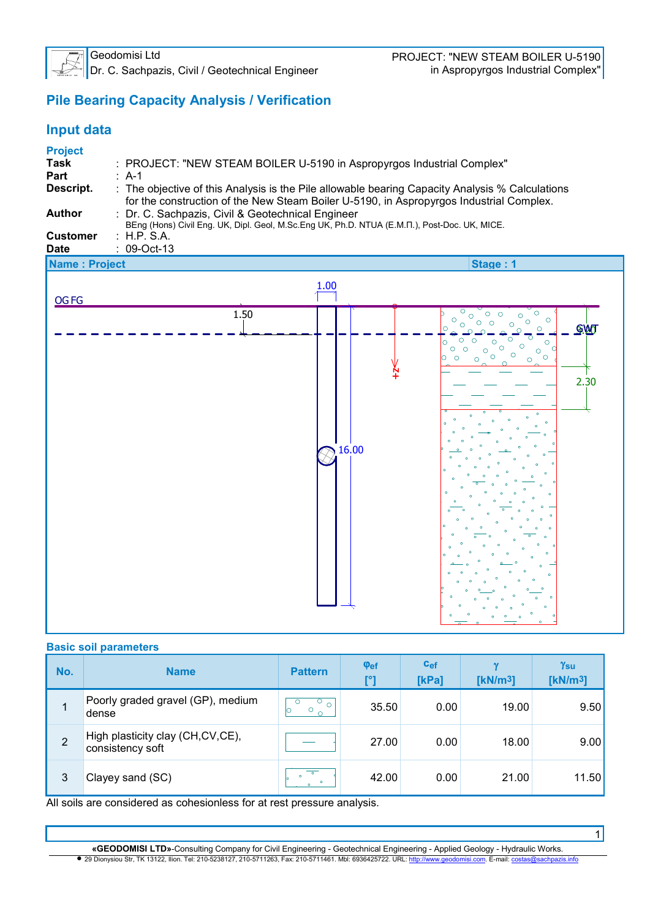# Pile Bearing Capacity Analysis / Verification

## Input data

### Project

**Task** : PROJECT: "NEW STEAM BOILER U-5190 in Aspropyrgos Industrial Complex"

**Part** : A-1

**Descript.** : The objective of this Analysis is the Pile allowable bearing Capacity Analysis % Calculations for the construction of the New Steam Boiler U-5190, in Aspropyrgos Industrial Complex.

**Author** : Dr. C. Sachpazis, Civil & Geotechnical Engineer
BEng (Hons) Civil Eng. UK, Dipl. Geol, M.Sc.Eng UK, Ph.D. NTUA (Ε.Μ.Π.), Post-Doc. UK, MICE.

**Customer** : H.P. S.A.

**Date** : 09-Oct-13

**Name : Project** **Stage : 1**

### Basic soil parameters

| No. | Name | Pattern | $\varphi_{ef}$ [°] | $c_{ef}$ [kPa] | $\gamma$ [kN/m³] | $\gamma_{su}$ [kN/m³] |
|---|---|---|---|---|---|---|
| 1 | Poorly graded gravel (GP), medium dense | | 35.50 | 0.00 | 19.00 | 9.50 |
| 2 | High plasticity clay (CH,CV,CE), consistency soft | | 27.00 | 0.00 | 18.00 | 9.00 |
| 3 | Clayey sand (SC) | | 42.00 | 0.00 | 21.00 | 11.50 |

All soils are considered as cohesionless for at rest pressure analysis.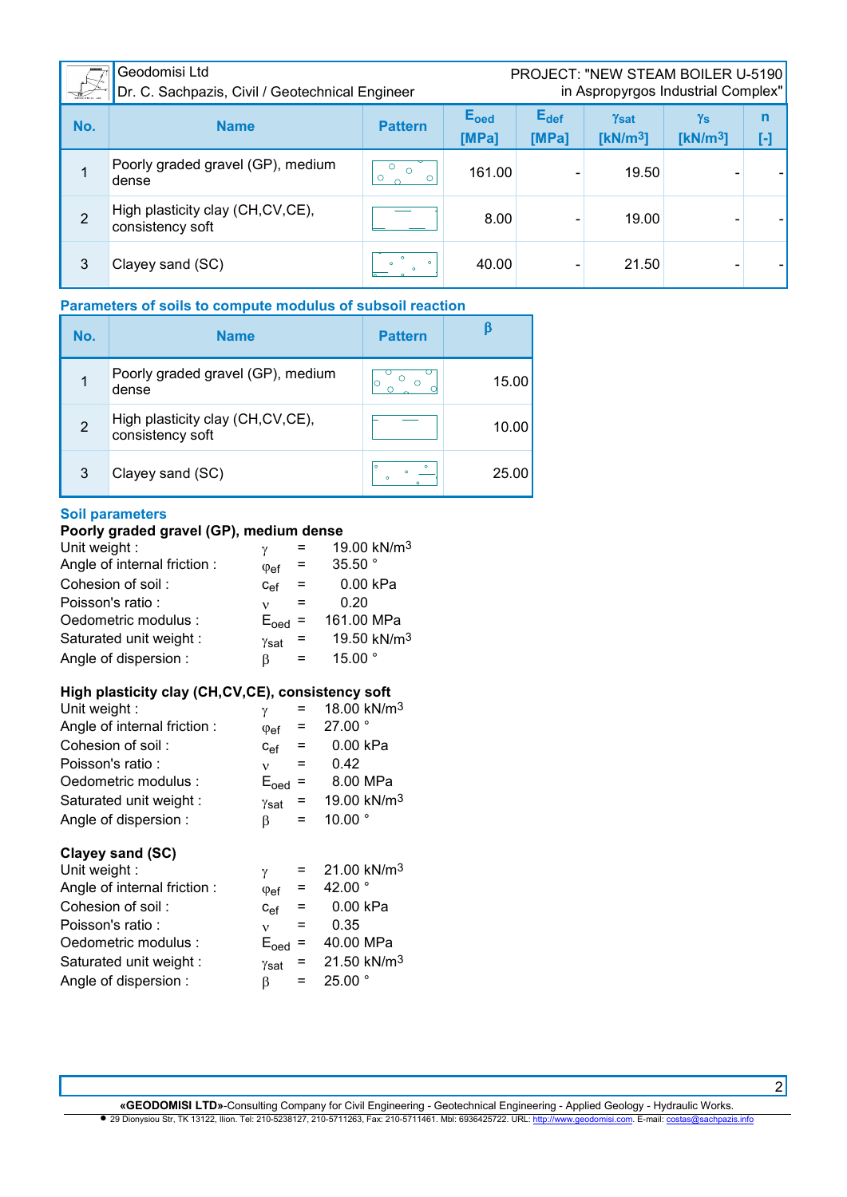| No. | Name | Pattern | $E_{oed}$ [MPa] | $E_{def}$ [MPa] | $\gamma_{sat}$ [kN/m³] | $\gamma_s$ [kN/m³] | n [-] |
|---|---|---|---|---|---|---|---|
| 1 | Poorly graded gravel (GP), medium dense | | 161.00 | - | 19.50 | - | - |
| 2 | High plasticity clay (CH,CV,CE), consistency soft | | 8.00 | - | 19.00 | - | - |
| 3 | Clayey sand (SC) | | 40.00 | - | 21.50 | - | - |

### Parameters of soils to compute modulus of subsoil reaction

| No. | Name | Pattern | β |
|---|---|---|---|
| 1 | Poorly graded gravel (GP), medium dense | | 15.00 |
| 2 | High plasticity clay (CH,CV,CE), consistency soft | | 10.00 |
| 3 | Clayey sand (SC) | | 25.00 |

### Soil parameters

**Poorly graded gravel (GP), medium dense**

| | | | |
|---|---|---|---|
| Unit weight : | $\gamma$ | = | 19.00 kN/m³ |
| Angle of internal friction : | $\varphi_{ef}$ | = | 35.50 ° |
| Cohesion of soil : | $c_{ef}$ | = | 0.00 kPa |
| Poisson's ratio : | $\nu$ | = | 0.20 |
| Oedometric modulus : | $E_{oed}$ | = | 161.00 MPa |
| Saturated unit weight : | $\gamma_{sat}$ | = | 19.50 kN/m³ |
| Angle of dispersion : | $\beta$ | = | 15.00 ° |

**High plasticity clay (CH,CV,CE), consistency soft**

| | | | |
|---|---|---|---|
| Unit weight : | $\gamma$ | = | 18.00 kN/m³ |
| Angle of internal friction : | $\varphi_{ef}$ | = | 27.00 ° |
| Cohesion of soil : | $c_{ef}$ | = | 0.00 kPa |
| Poisson's ratio : | $\nu$ | = | 0.42 |
| Oedometric modulus : | $E_{oed}$ | = | 8.00 MPa |
| Saturated unit weight : | $\gamma_{sat}$ | = | 19.00 kN/m³ |
| Angle of dispersion : | $\beta$ | = | 10.00 ° |

**Clayey sand (SC)**

| | | | |
|---|---|---|---|
| Unit weight : | $\gamma$ | = | 21.00 kN/m³ |
| Angle of internal friction : | $\varphi_{ef}$ | = | 42.00 ° |
| Cohesion of soil : | $c_{ef}$ | = | 0.00 kPa |
| Poisson's ratio : | $\nu$ | = | 0.35 |
| Oedometric modulus : | $E_{oed}$ | = | 40.00 MPa |
| Saturated unit weight : | $\gamma_{sat}$ | = | 21.50 kN/m³ |
| Angle of dispersion : | $\beta$ | = | 25.00 ° |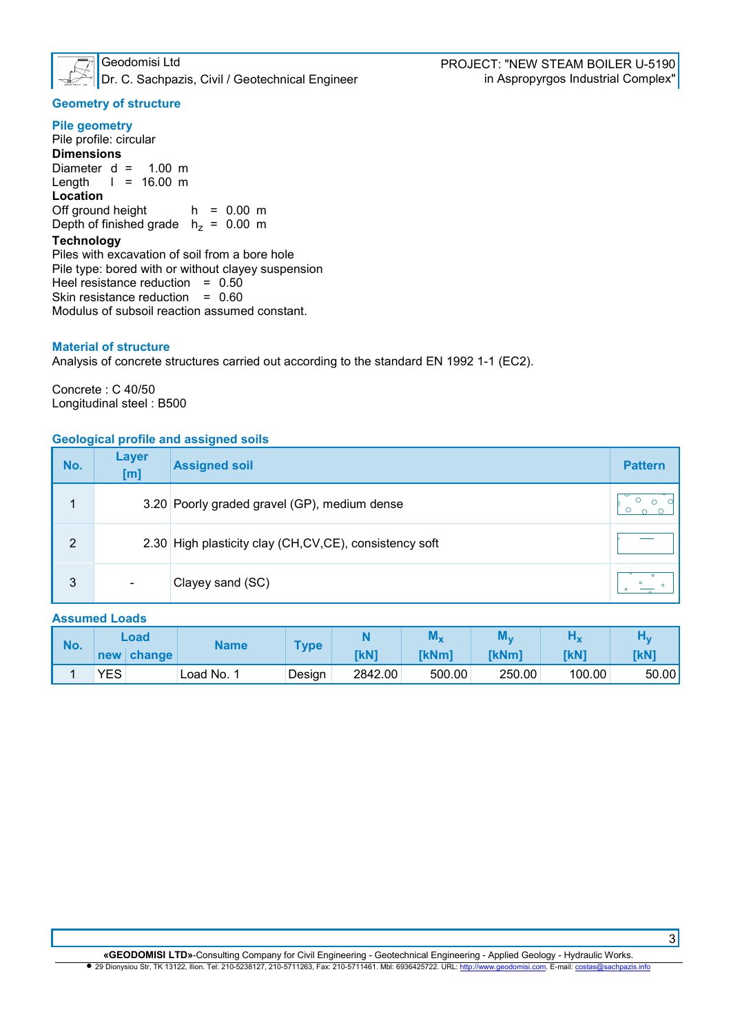## Geometry of structure

### Pile geometry

Pile profile: circular

**Dimensions**

Diameter $d$ = 1.00 m
Length $l$ = 16.00 m

**Location**

Off ground height $h$ = 0.00 m
Depth of finished grade $h_z$ = 0.00 m

**Technology**

Piles with excavation of soil from a bore hole
Pile type: bored with or without clayey suspension
Heel resistance reduction = 0.50
Skin resistance reduction = 0.60
Modulus of subsoil reaction assumed constant.

## Material of structure

Analysis of concrete structures carried out according to the standard EN 1992 1-1 (EC2).

Concrete : C 40/50
Longitudinal steel : B500

## Geological profile and assigned soils

| No. | Layer [m] | Assigned soil | Pattern |
|---|---|---|---|
| 1 | 3.20 | Poorly graded gravel (GP), medium dense | |
| 2 | 2.30 | High plasticity clay (CH,CV,CE), consistency soft | |
| 3 | - | Clayey sand (SC) | |

## Assumed Loads

| No. | Load new | Load change | Name | Type | N [kN] | $M_x$ [kNm] | $M_y$ [kNm] | $H_x$ [kN] | $H_y$ [kN] |
|---|---|---|---|---|---|---|---|---|---|
| 1 | YES | | Load No. 1 | Design | 2842.00 | 500.00 | 250.00 | 100.00 | 50.00 |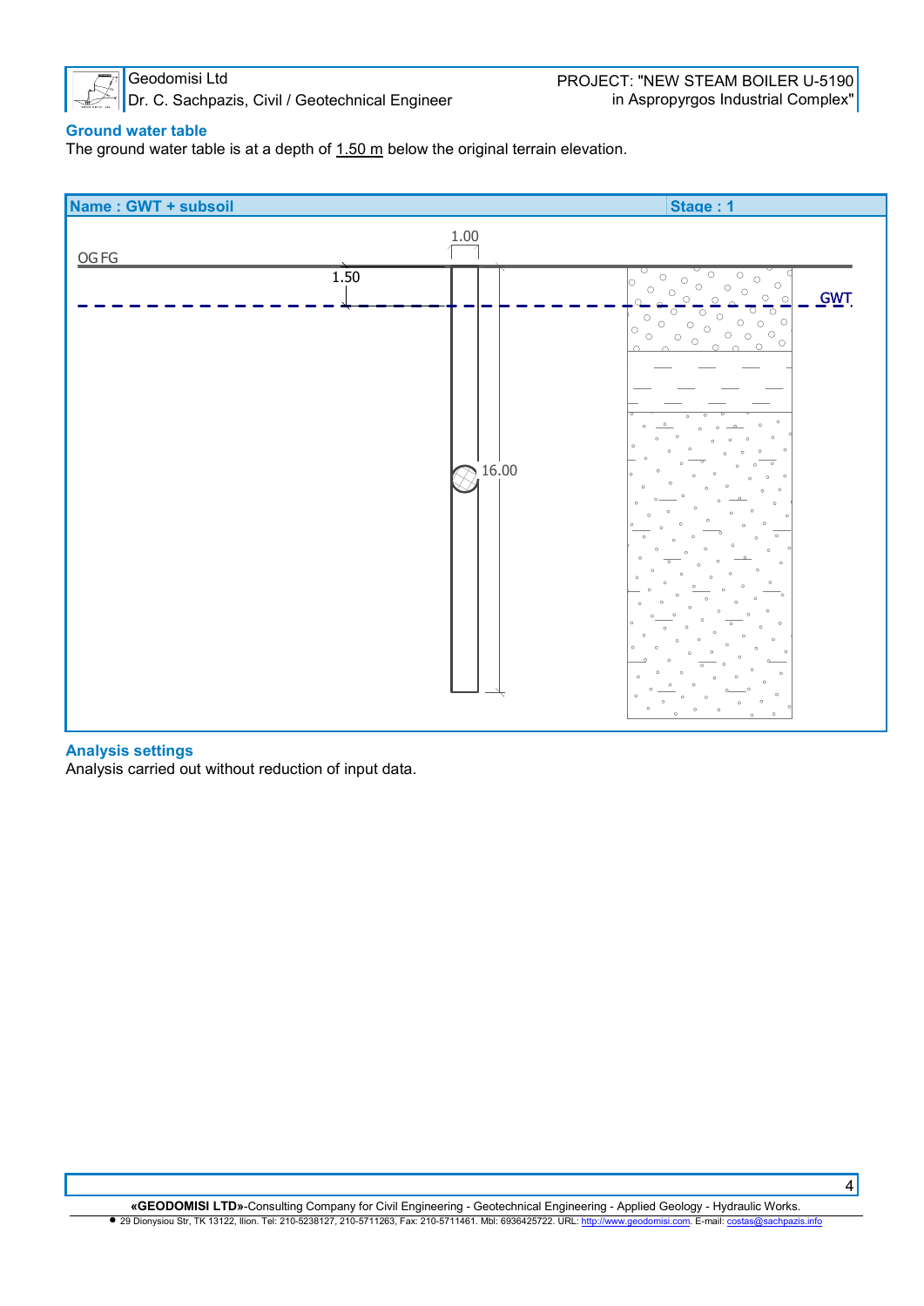## Ground water table

The ground water table is at a depth of 1.50 m below the original terrain elevation.

| Name : GWT + subsoil | Stage : 1 |
|---|---|

## Analysis settings

Analysis carried out without reduction of input data.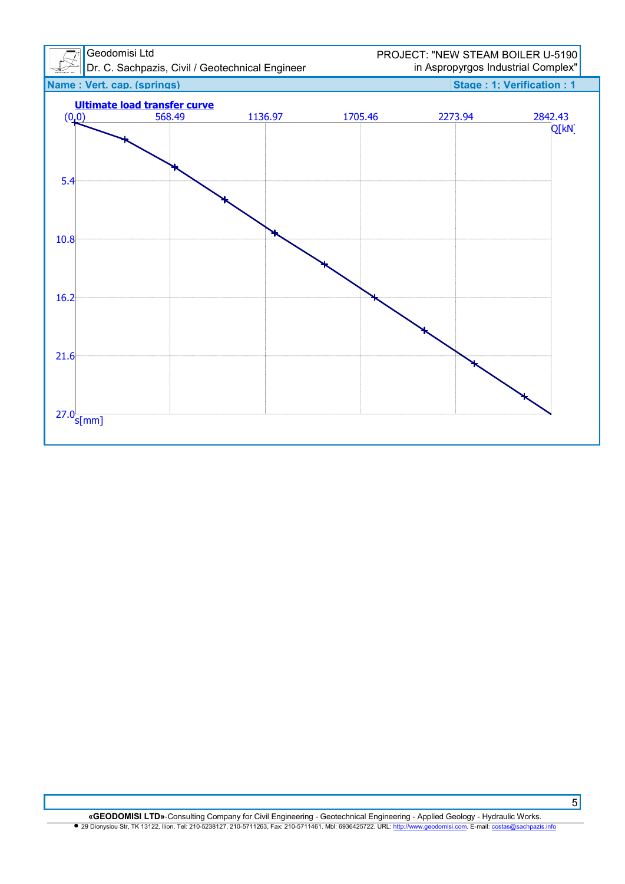**Name : Vert. cap. (springs)** **Stage : 1; Verification : 1**

**Ultimate load transfer curve**

(0,0) 568.49 1136.97 1705.46 2273.94 2842.43 Q[kN]

5.4

10.8

16.2

21.6

27.0 s[mm]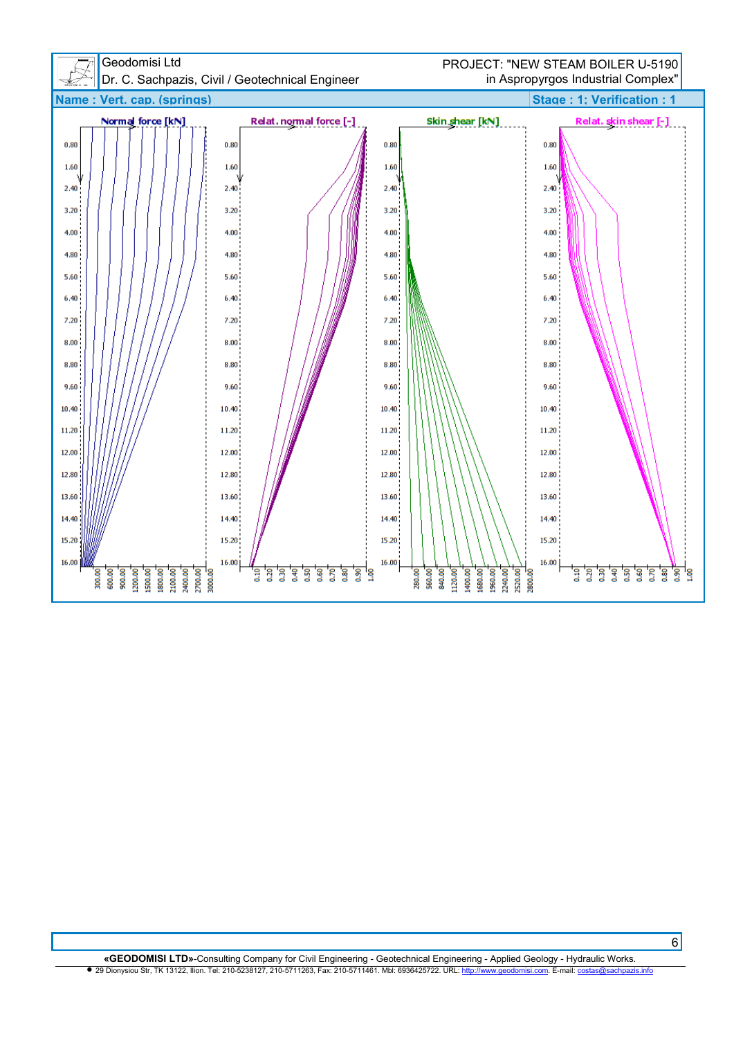**Name : Vert. cap. (springs)** | **Stage : 1; Verification : 1**

Normal force [kN]

Relat. normal force [-]

Skin shear [kN]

Relat. skin shear [-]

0.80
1.60
2.40
3.20
4.00
4.80
5.60
6.40
7.20
8.00
8.80
9.60
10.40
11.20
12.00
12.80
13.60
14.40
15.20
16.00

300.00 600.00 900.00 1200.00 1500.00 1800.00 2100.00 2400.00 2700.00 3000.00

0.10 0.20 0.30 0.40 0.50 0.60 0.70 0.80 0.90 1.00

280.00 560.00 840.00 1120.00 1400.00 1680.00 1960.00 2240.00 2520.00 2800.00

0.10 0.20 0.30 0.40 0.50 0.60 0.70 0.80 0.90 1.00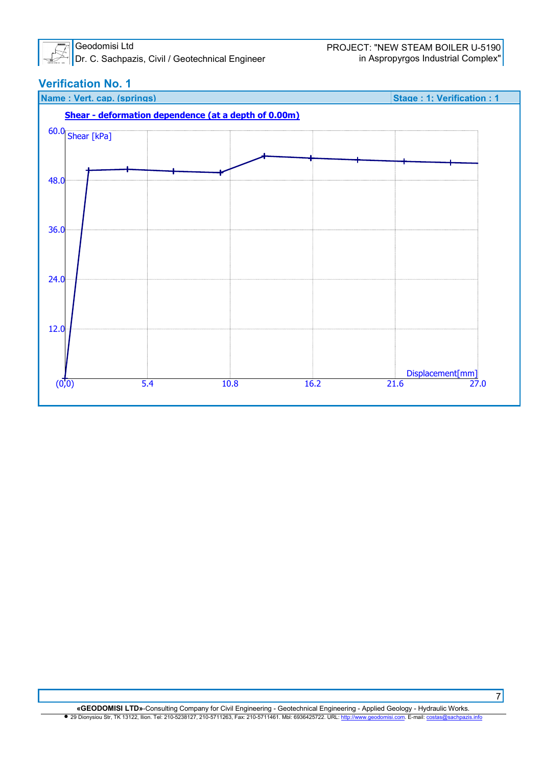## Verification No. 1

**Name : Vert. cap. (springs)** | **Stage : 1; Verification : 1**

**Shear - deformation dependence (at a depth of 0.00m)**

Shear [kPa]

60.0
48.0
36.0
24.0
12.0

(0,0) 5.4 10.8 16.2 21.6 27.0

Displacement[mm]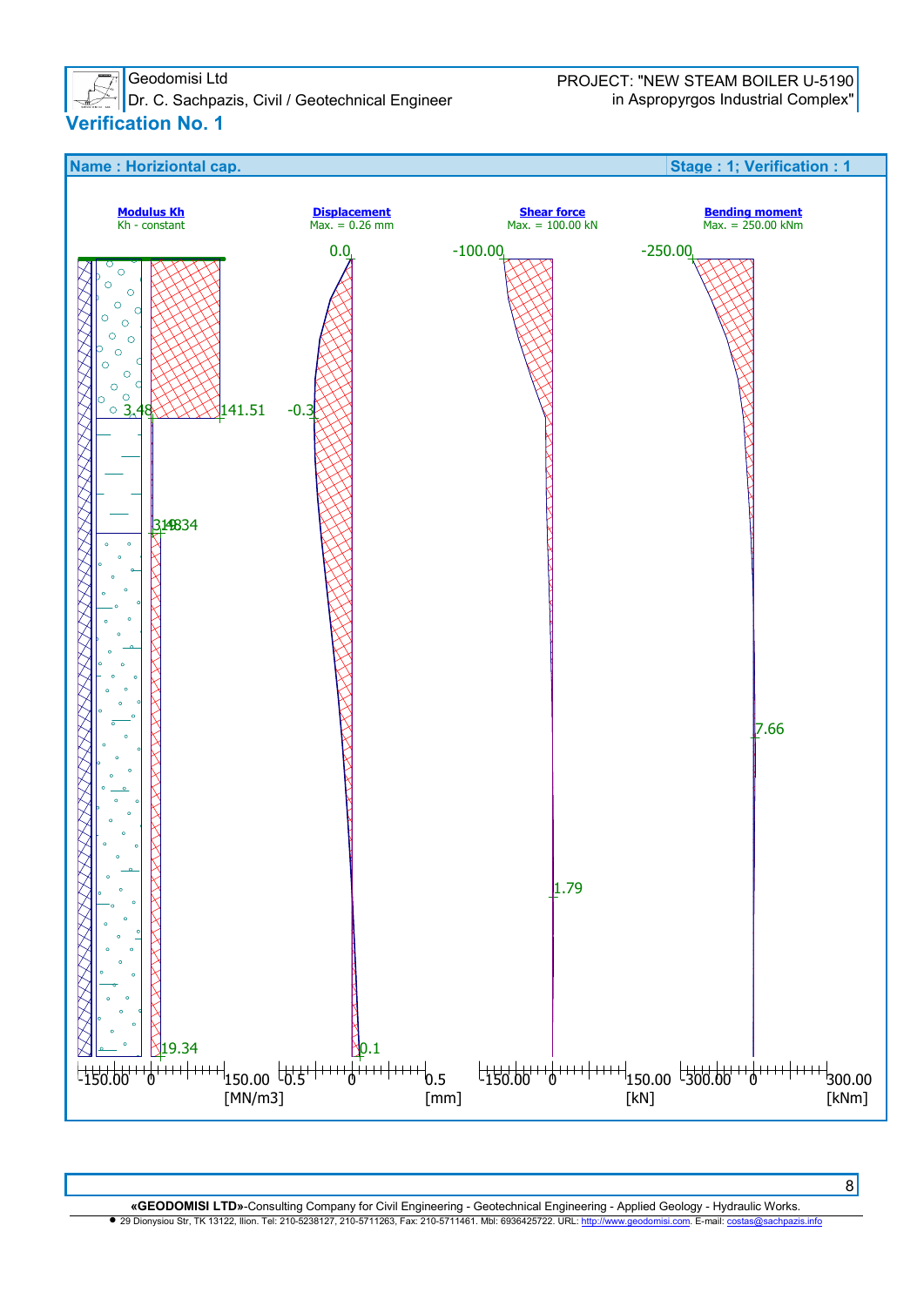## Verification No. 1

**Name : Horiziontal cap.** **Stage : 1; Verification : 1**

**Modulus Kh**
Kh - constant

**Displacement**
Max. = 0.26 mm

**Shear force**
Max. = 100.00 kN

**Bending moment**
Max. = 250.00 kNm

3.48 141.51 -0.3 0.0 -100.00 -250.00

3.48 19.34

1.79 7.66

19.34 0.1

-150.00 0 150.00 [MN/m3] -0.5 0 0.5 [mm] -150.00 0 150.00 [kN] -300.00 0 300.00 [kNm]

**«GEODOMISI LTD»**-Consulting Company for Civil Engineering - Geotechnical Engineering - Applied Geology - Hydraulic Works.
● 29 Dionysiou Str, TK 13122, Ilion. Tel: 210-5238127, 210-5711263, Fax: 210-5711461. Mbl: 6936425722. URL: http://www.geodomisi.com. E-mail: costas@sachpazis.info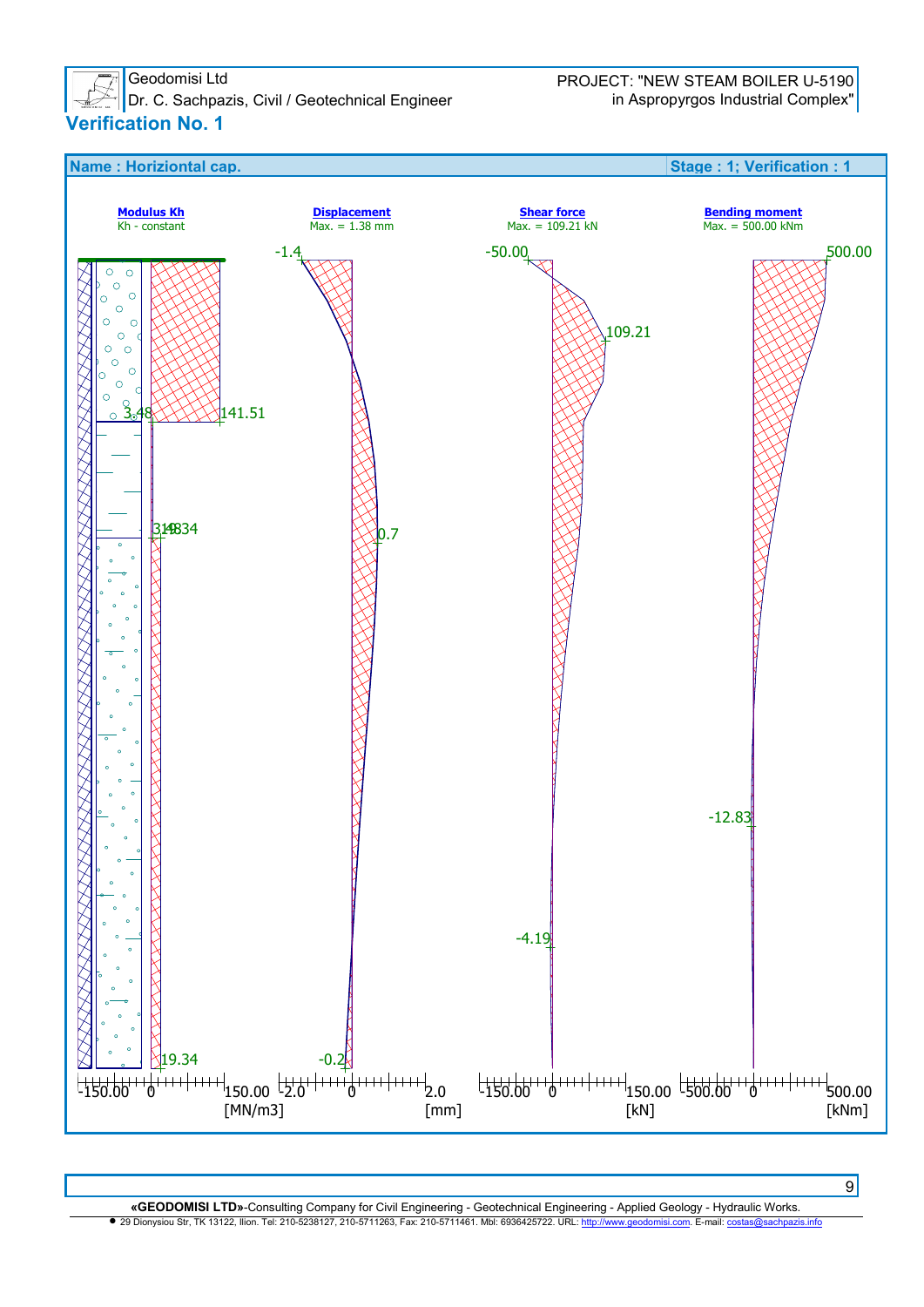## Verification No. 1

**Name : Horiziontal cap.** | **Stage : 1; Verification : 1**

**Modulus Kh**
Kh - constant

**Displacement**
Max. = 1.38 mm

**Shear force**
Max. = 109.21 kN

**Bending moment**
Max. = 500.00 kNm

3.48 141.51 3.48 19.34 19.34

-1.4 0.7 -0.2

-50.00 109.21 -4.19

500.00 -12.83

-150.00 0 150.00 [MN/m3]

-2.0 0 2.0 [mm]

-150.00 0 150.00 [kN]

-500.00 0 500.00 [kNm]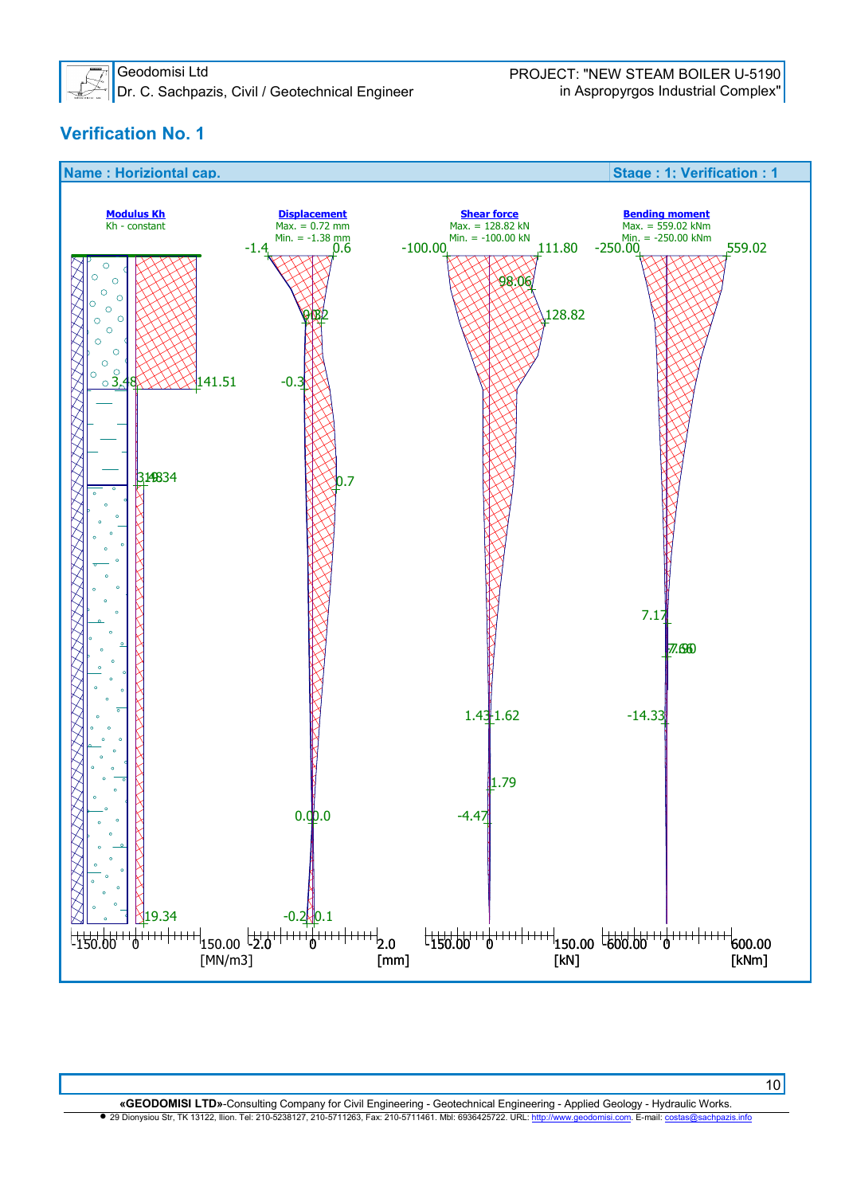## Verification No. 1

**Name : Horiziontal cap.** | **Stage : 1; Verification : 1**

**Modulus Kh**
Kh - constant

**Displacement**
Max. = 0.72 mm
Min. = -1.38 mm

**Shear force**
Max. = 128.82 kN
Min. = -100.00 kN

**Bending moment**
Max. = 559.02 kNm
Min. = -250.00 kNm

-1.4 0.6 0.2 -0.3 0.7 0.0 0.0 -0.2 0.1

-100.00 111.80 98.06 128.82 1.43 1.62 1.79 -4.47

-250.00 559.02 7.17 7.96 -14.33

3.48 141.51 3.48 3.34 19.34

-150.00 0 150.00 [MN/m3]

-2.0 0 2.0 [mm]

-150.00 0 150.00 [kN]

-600.00 0 600.00 [kNm]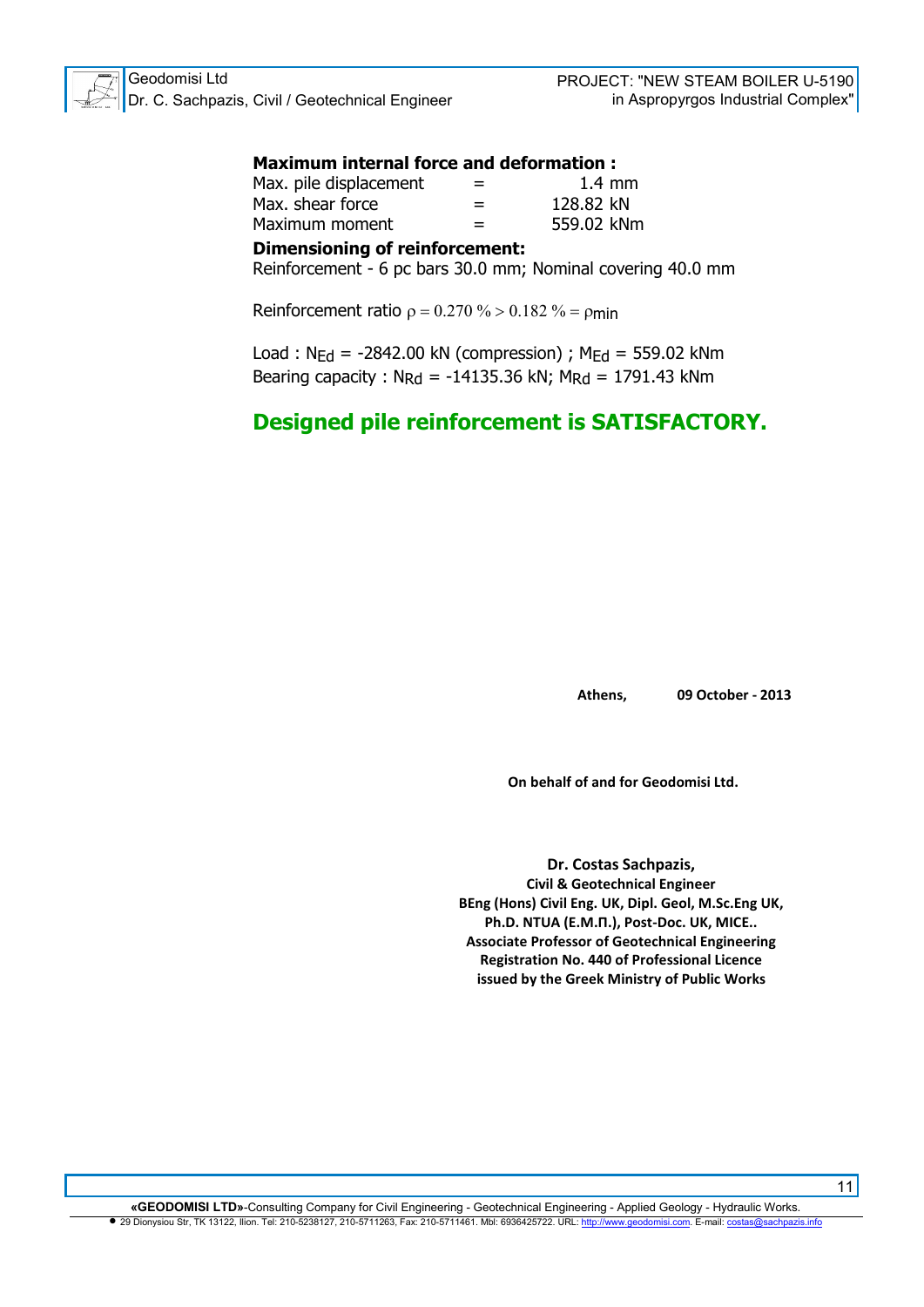**Maximum internal force and deformation :**

| | | |
|---|---|---|
| Max. pile displacement | = | 1.4 mm |
| Max. shear force | = | 128.82 kN |
| Maximum moment | = | 559.02 kNm |

**Dimensioning of reinforcement:**

Reinforcement - 6 pc bars 30.0 mm; Nominal covering 40.0 mm

Reinforcement ratio $\rho = 0.270\ \% > 0.182\ \% = \rho_{min}$

Load : $N_{Ed}$ = -2842.00 kN (compression) ; $M_{Ed}$ = 559.02 kNm
Bearing capacity : $N_{Rd}$ = -14135.36 kN; $M_{Rd}$ = 1791.43 kNm

## Designed pile reinforcement is SATISFACTORY.

**Athens, 09 October - 2013**

**On behalf of and for Geodomisi Ltd.**

**Dr. Costas Sachpazis,**
**Civil & Geotechnical Engineer**
**BEng (Hons) Civil Eng. UK, Dipl. Geol, M.Sc.Eng UK,**
**Ph.D. NTUA (Ε.Μ.Π.), Post-Doc. UK, MICE..**
**Associate Professor of Geotechnical Engineering**
**Registration No. 440 of Professional Licence**
**issued by the Greek Ministry of Public Works**